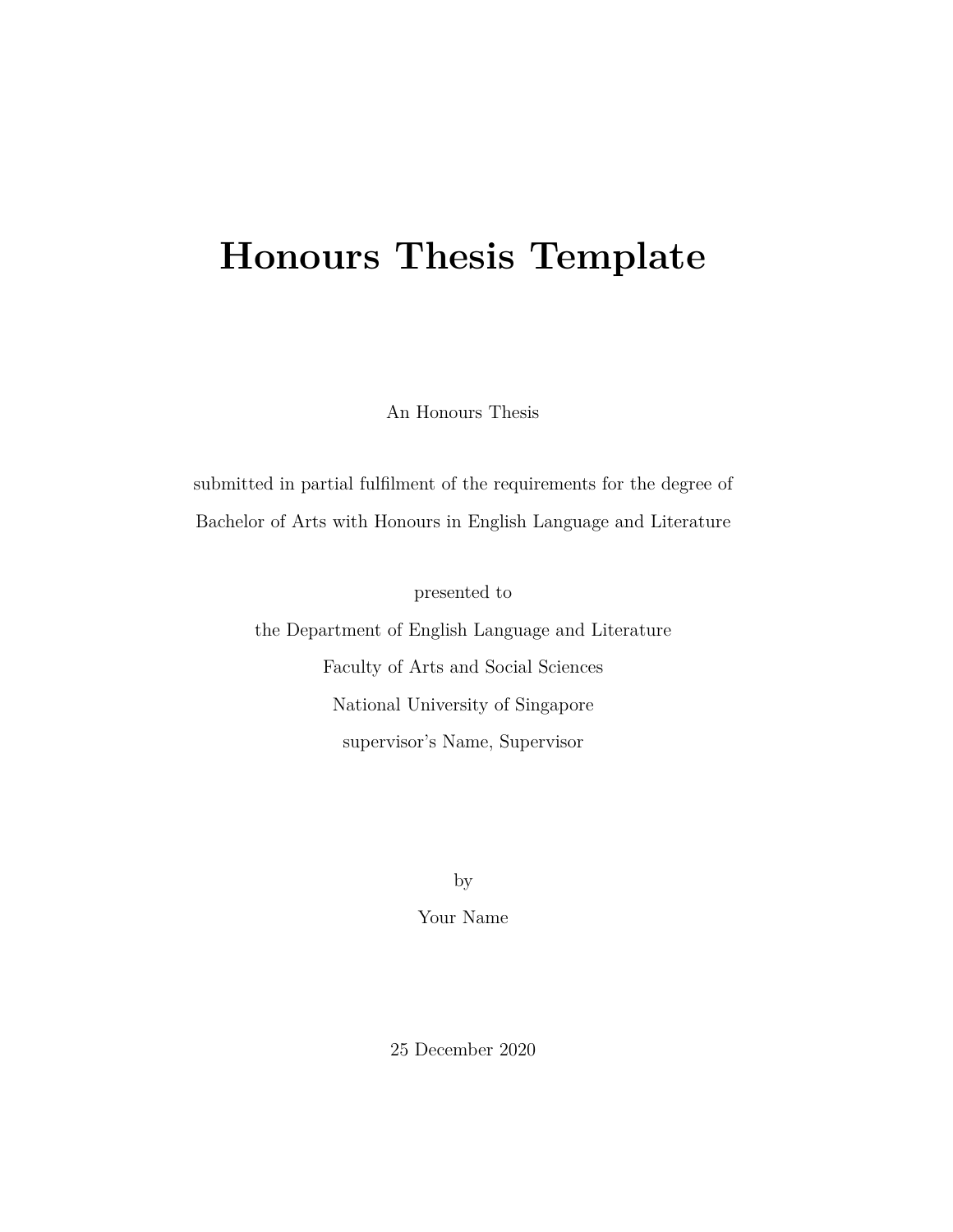# Honours Thesis Template

An Honours Thesis

submitted in partial fulfilment of the requirements for the degree of

Bachelor of Arts with Honours in English Language and Literature

presented to

the Department of English Language and Literature

Faculty of Arts and Social Sciences

National University of Singapore

supervisor's Name, Supervisor

by

Your Name

25 December 2020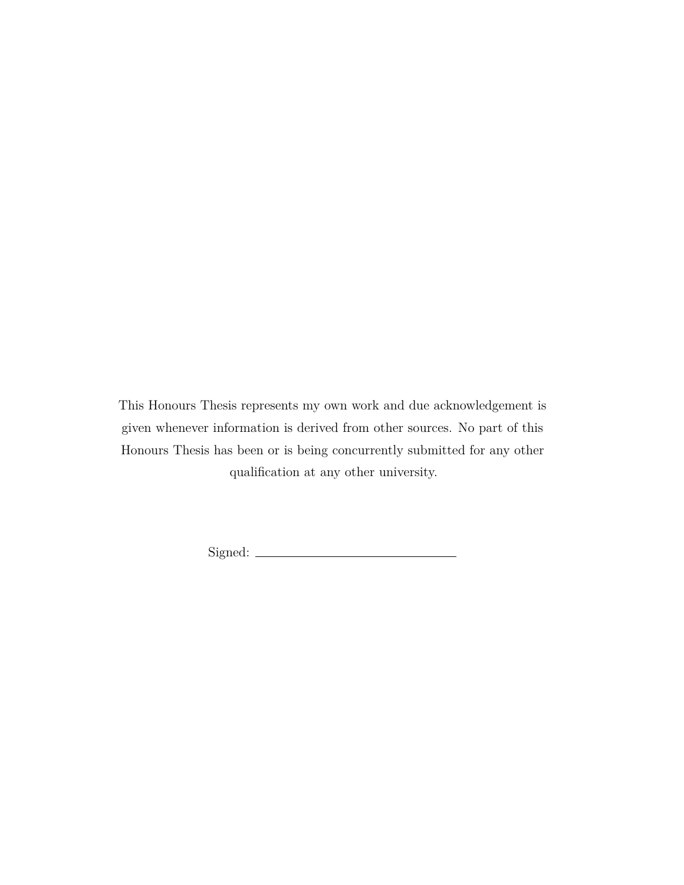This Honours Thesis represents my own work and due acknowledgement is given whenever information is derived from other sources. No part of this Honours Thesis has been or is being concurrently submitted for any other qualification at any other university.

Signed: ______________________________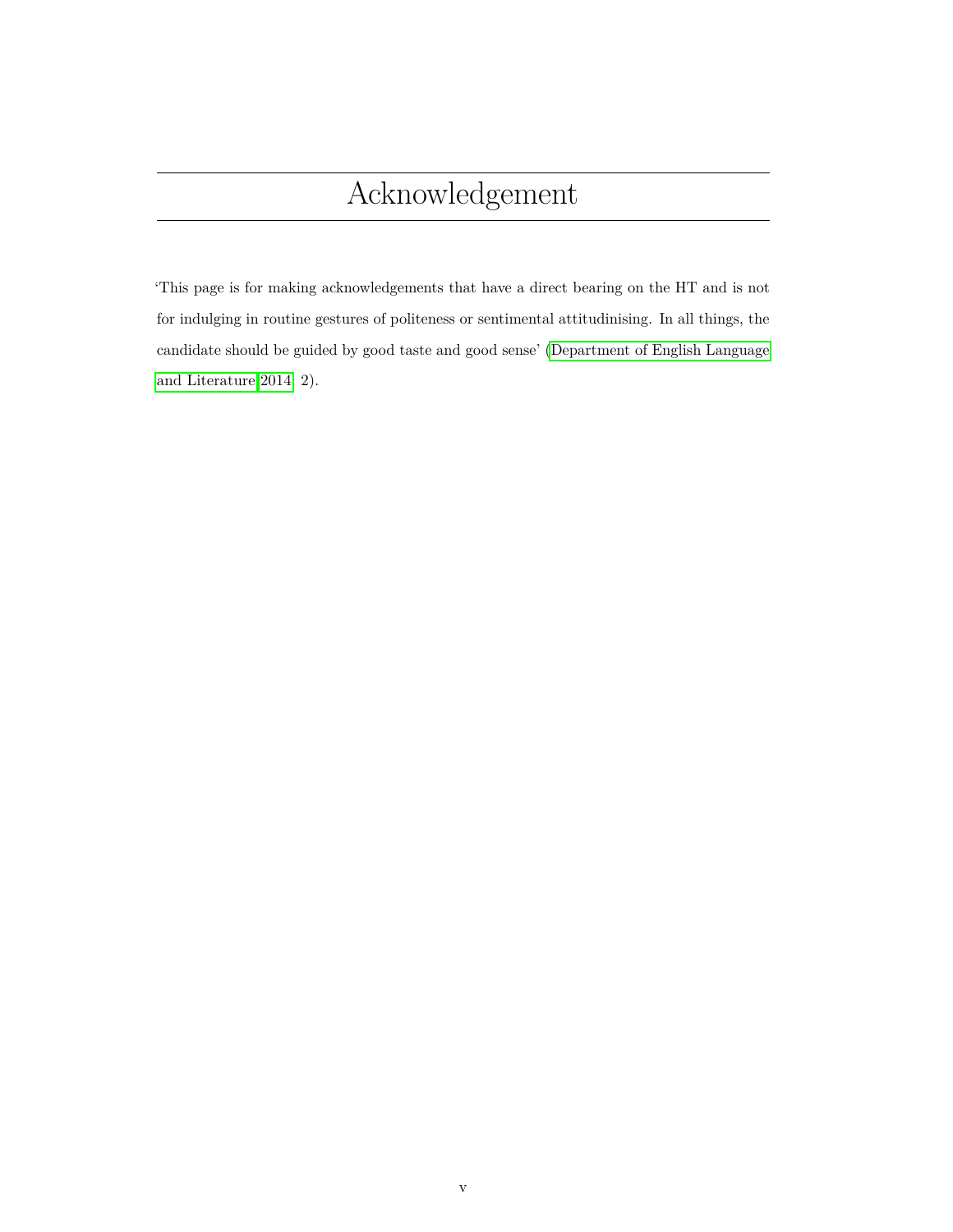# Acknowledgement

'This page is for making acknowledgements that have a direct bearing on the HT and is not for indulging in routine gestures of politeness or sentimental attitudinising. In all things, the candidate should be guided by good taste and good sense' (Department of English Language and Literature 2014, 2).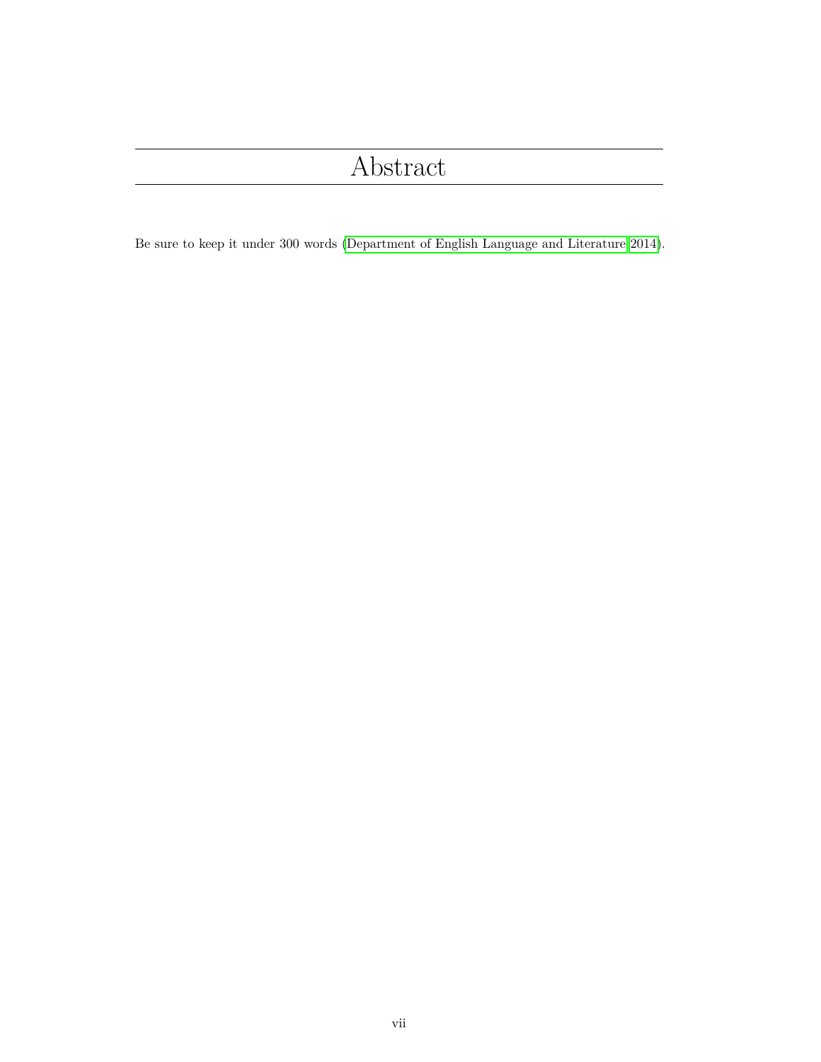# Abstract

Be sure to keep it under 300 words (Department of English Language and Literature 2014).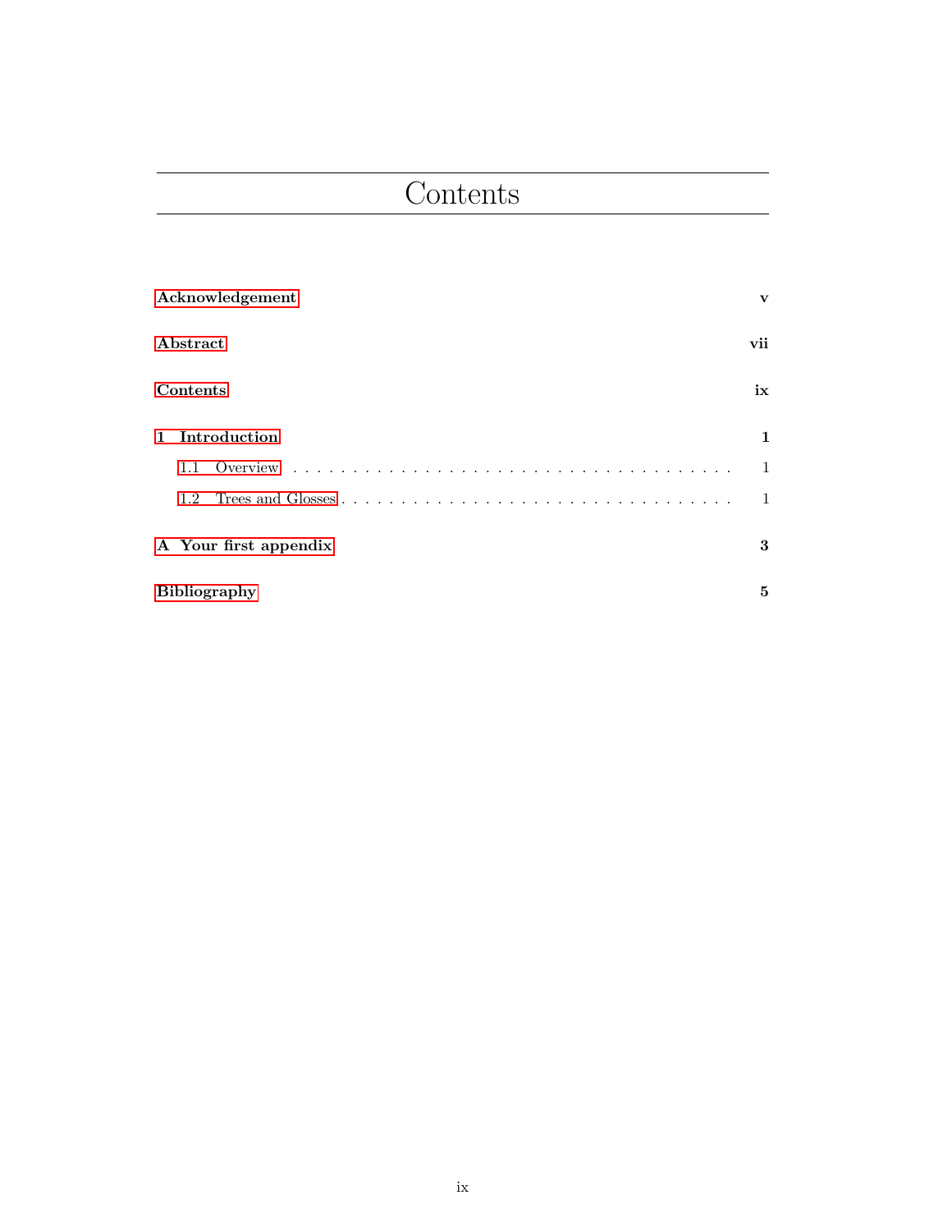# Contents

**Acknowledgement** **v**

**Abstract** **vii**

**Contents** **ix**

**1 Introduction** **1**

1.1 Overview . . . . . . . . . . . . . . . . . . . . . . . . . . . . . . . . . . . 1

1.2 Trees and Glosses . . . . . . . . . . . . . . . . . . . . . . . . . . . . . . . 1

**A Your first appendix** **3**

**Bibliography** **5**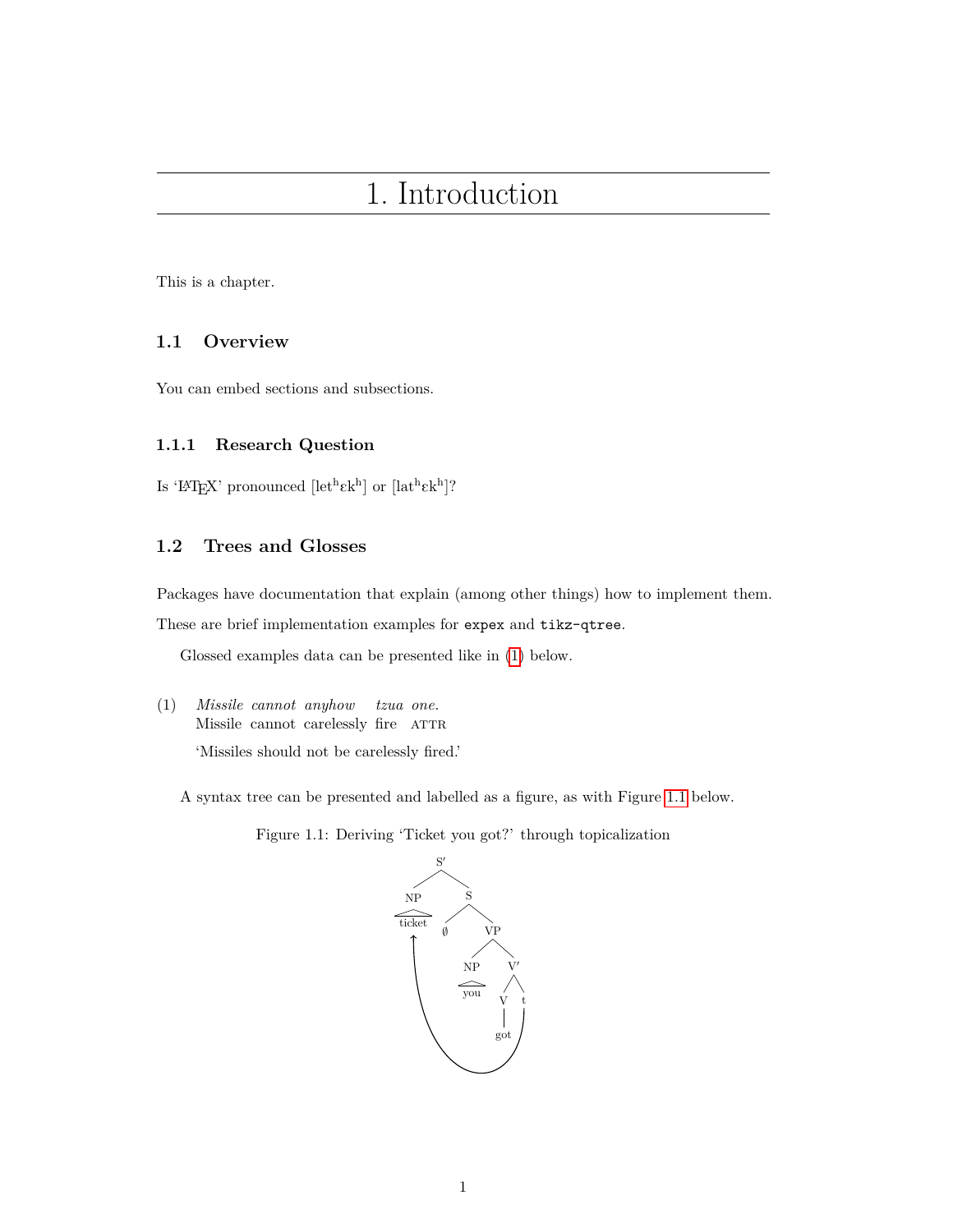# 1. Introduction

This is a chapter.

## 1.1 Overview

You can embed sections and subsections.

### 1.1.1 Research Question

Is 'LaTeX' pronounced [let$^h$ɛk$^h$] or [lat$^h$ɛk$^h$]?

## 1.2 Trees and Glosses

Packages have documentation that explain (among other things) how to implement them.

These are brief implementation examples for `expex` and `tikz-qtree`.

Glossed examples data can be presented like in (1) below.

(1) *Missile cannot anyhow tzua one.*
Missile cannot carelessly fire ATTR

'Missiles should not be carelessly fired.'

A syntax tree can be presented and labelled as a figure, as with Figure 1.1 below.

Figure 1.1: Deriving 'Ticket you got?' through topicalization

S′
NP
ticket
S
∅
VP
NP
you
V′
V
got
t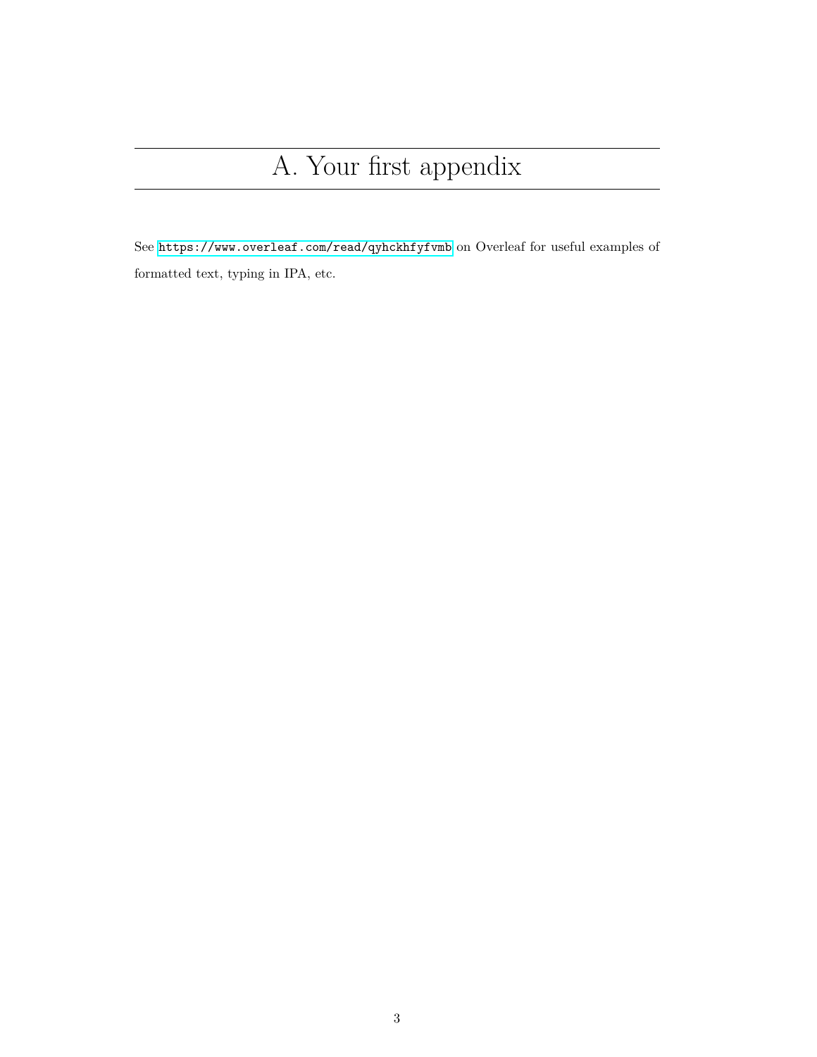# A. Your first appendix

See https://www.overleaf.com/read/qyhckhfyfvmb on Overleaf for useful examples of formatted text, typing in IPA, etc.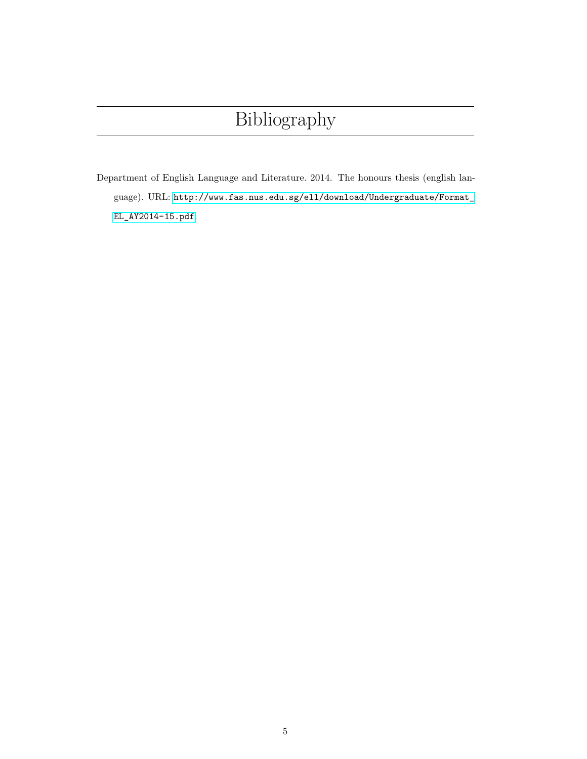# Bibliography

Department of English Language and Literature. 2014. The honours thesis (english language). URL: http://www.fas.nus.edu.sg/ell/download/Undergraduate/Format_EL_AY2014-15.pdf.